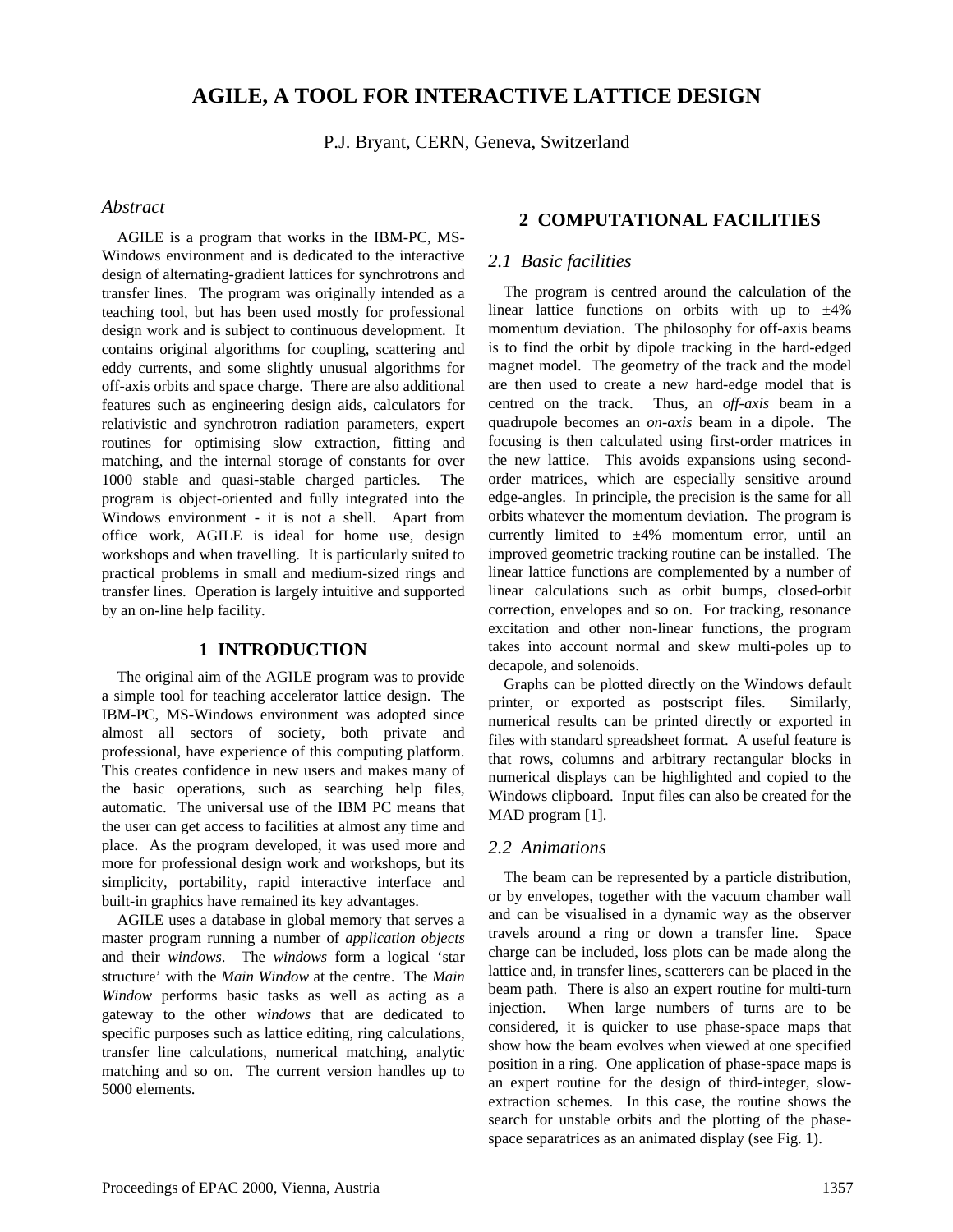# AGILE, A TOOL FOR INTERACTIVE LATTICE DESIGN

P.J. Bryant, CERN, Geneva, Switzerland

### *Abstract*

AGILE is a program that works in the IBM-PC, MS-Windows environment and is dedicated to the interactive design of alternating-gradient lattices for synchrotrons and transfer lines. The program was originally intended as a teaching tool, but has been used mostly for professional design work and is subject to continuous development. It contains original algorithms for coupling, scattering and eddy currents, and some slightly unusual algorithms for off-axis orbits and space charge. There are also additional features such as engineering design aids, calculators for relativistic and synchrotron radiation parameters, expert routines for optimising slow extraction, fitting and matching, and the internal storage of constants for over 1000 stable and quasi-stable charged particles. The program is object-oriented and fully integrated into the Windows environment - it is not a shell. Apart from office work, AGILE is ideal for home use, design workshops and when travelling. It is particularly suited to practical problems in small and medium-sized rings and transfer lines. Operation is largely intuitive and supported by an on-line help facility.

## 1 INTRODUCTION

The original aim of the AGILE program was to provide a simple tool for teaching accelerator lattice design. The IBM-PC, MS-Windows environment was adopted since almost all sectors of society, both private and professional, have experience of this computing platform. This creates confidence in new users and makes many of the basic operations, such as searching help files, automatic. The universal use of the IBM PC means that the user can get access to facilities at almost any time and place. As the program developed, it was used more and more for professional design work and workshops, but its simplicity, portability, rapid interactive interface and built-in graphics have remained its key advantages.

AGILE uses a database in global memory that serves a master program running a number of *application objects* and their *windows*. The *windows* form a logical ‘star structure’ with the *Main Window* at the centre. The *Main Window* performs basic tasks as well as acting as a gateway to the other *windows* that are dedicated to specific purposes such as lattice editing, ring calculations, transfer line calculations, numerical matching, analytic matching and so on. The current version handles up to 5000 elements.

## 2 COMPUTATIONAL FACILITIES

### *2.1 Basic facilities*

The program is centred around the calculation of the linear lattice functions on orbits with up to ±4% momentum deviation. The philosophy for off-axis beams is to find the orbit by dipole tracking in the hard-edged magnet model. The geometry of the track and the model are then used to create a new hard-edge model that is centred on the track. Thus, an *off-axis* beam in a quadrupole becomes an *on-axis* beam in a dipole. The focusing is then calculated using first-order matrices in the new lattice. This avoids expansions using second-order matrices, which are especially sensitive around edge-angles. In principle, the precision is the same for all orbits whatever the momentum deviation. The program is currently limited to ±4% momentum error, until an improved geometric tracking routine can be installed. The linear lattice functions are complemented by a number of linear calculations such as orbit bumps, closed-orbit correction, envelopes and so on. For tracking, resonance excitation and other non-linear functions, the program takes into account normal and skew multi-poles up to decapole, and solenoids.

Graphs can be plotted directly on the Windows default printer, or exported as postscript files. Similarly, numerical results can be printed directly or exported in files with standard spreadsheet format. A useful feature is that rows, columns and arbitrary rectangular blocks in numerical displays can be highlighted and copied to the Windows clipboard. Input files can also be created for the MAD program [1].

### *2.2 Animations*

The beam can be represented by a particle distribution, or by envelopes, together with the vacuum chamber wall and can be visualised in a dynamic way as the observer travels around a ring or down a transfer line. Space charge can be included, loss plots can be made along the lattice and, in transfer lines, scatterers can be placed in the beam path. There is also an expert routine for multi-turn injection. When large numbers of turns are to be considered, it is quicker to use phase-space maps that show how the beam evolves when viewed at one specified position in a ring. One application of phase-space maps is an expert routine for the design of third-integer, slow-extraction schemes. In this case, the routine shows the search for unstable orbits and the plotting of the phase-space separatrices as an animated display (see Fig. 1).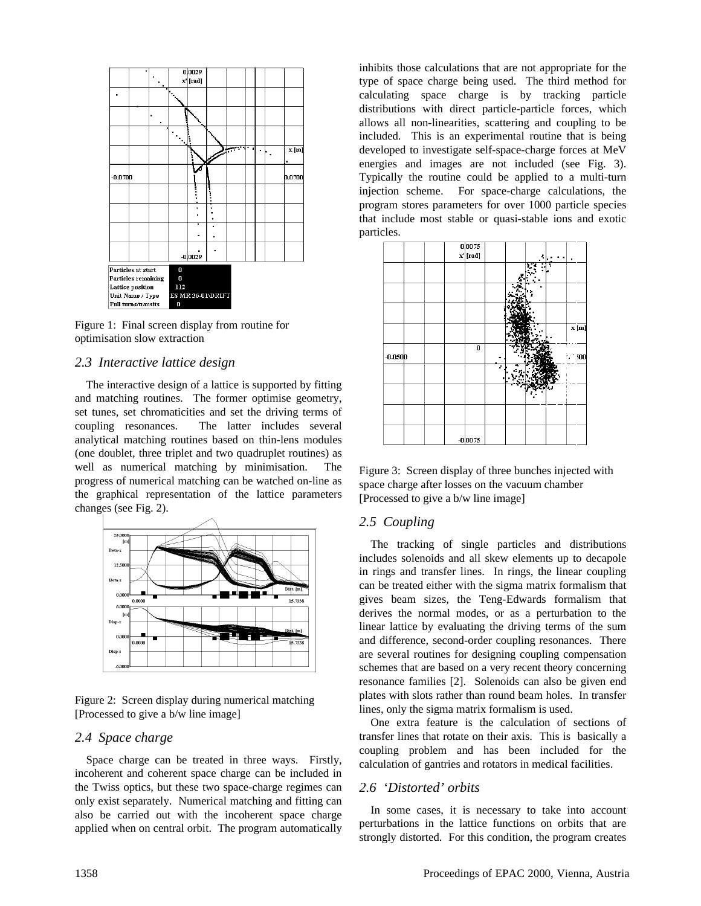Figure 1: Final screen display from routine for optimisation slow extraction

### 2.3 Interactive lattice design

The interactive design of a lattice is supported by fitting and matching routines. The former optimise geometry, set tunes, set chromaticities and set the driving terms of coupling resonances. The latter includes several analytical matching routines based on thin-lens modules (one doublet, three triplet and two quadruplet routines) as well as numerical matching by minimisation. The progress of numerical matching can be watched on-line as the graphical representation of the lattice parameters changes (see Fig. 2).

Figure 2: Screen display during numerical matching [Processed to give a b/w line image]

### 2.4 Space charge

Space charge can be treated in three ways. Firstly, incoherent and coherent space charge can be included in the Twiss optics, but these two space-charge regimes can only exist separately. Numerical matching and fitting can also be carried out with the incoherent space charge applied when on central orbit. The program automatically inhibits those calculations that are not appropriate for the type of space charge being used. The third method for calculating space charge is by tracking particle distributions with direct particle-particle forces, which allows all non-linearities, scattering and coupling to be included. This is an experimental routine that is being developed to investigate self-space-charge forces at MeV energies and images are not included (see Fig. 3). Typically the routine could be applied to a multi-turn injection scheme. For space-charge calculations, the program stores parameters for over 1000 particle species that include most stable or quasi-stable ions and exotic particles.

Figure 3: Screen display of three bunches injected with space charge after losses on the vacuum chamber [Processed to give a b/w line image]

### 2.5 Coupling

The tracking of single particles and distributions includes solenoids and all skew elements up to decapole in rings and transfer lines. In rings, the linear coupling can be treated either with the sigma matrix formalism that gives beam sizes, the Teng-Edwards formalism that derives the normal modes, or as a perturbation to the linear lattice by evaluating the driving terms of the sum and difference, second-order coupling resonances. There are several routines for designing coupling compensation schemes that are based on a very recent theory concerning resonance families [2]. Solenoids can also be given end plates with slots rather than round beam holes. In transfer lines, only the sigma matrix formalism is used.

One extra feature is the calculation of sections of transfer lines that rotate on their axis. This is basically a coupling problem and has been included for the calculation of gantries and rotators in medical facilities.

### 2.6 'Distorted' orbits

In some cases, it is necessary to take into account perturbations in the lattice functions on orbits that are strongly distorted. For this condition, the program creates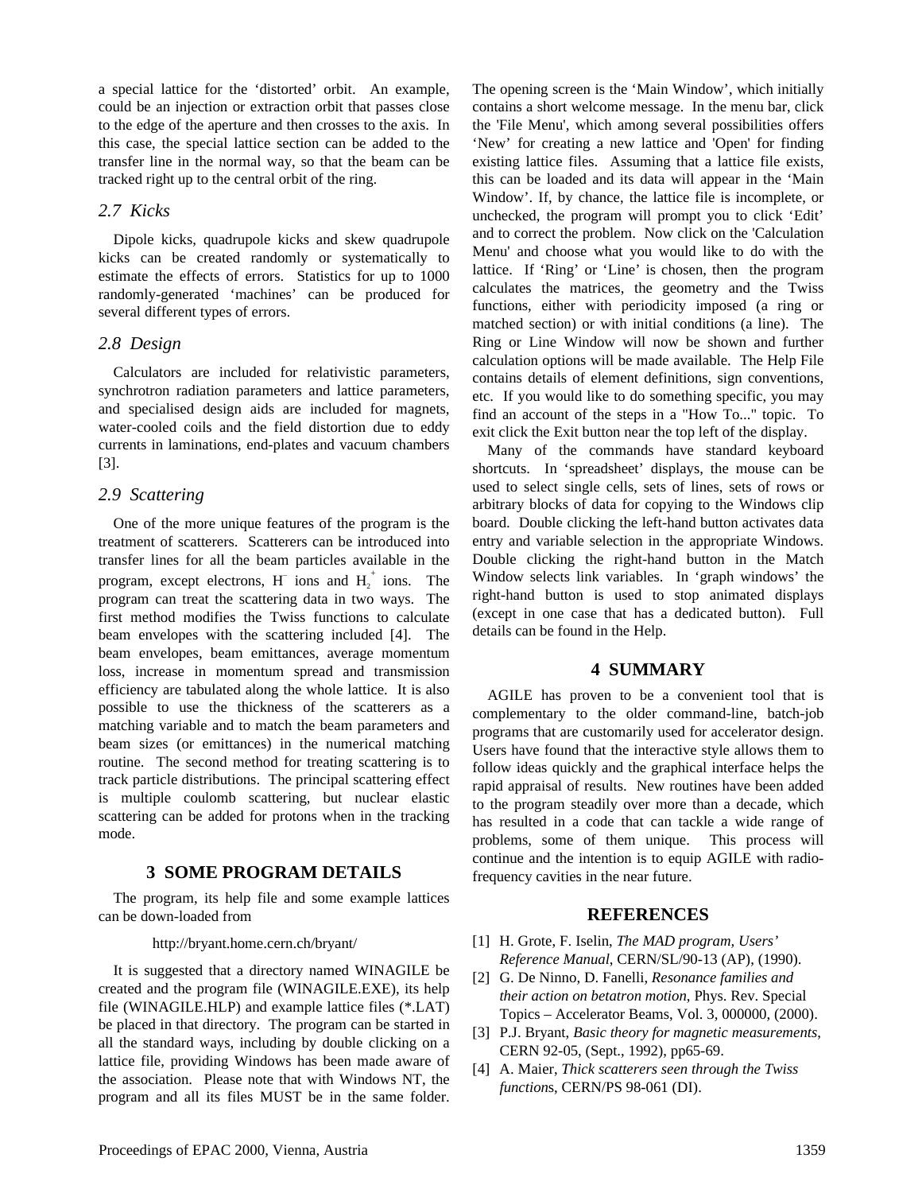a special lattice for the 'distorted' orbit. An example, could be an injection or extraction orbit that passes close to the edge of the aperture and then crosses to the axis. In this case, the special lattice section can be added to the transfer line in the normal way, so that the beam can be tracked right up to the central orbit of the ring.

### *2.7 Kicks*

Dipole kicks, quadrupole kicks and skew quadrupole kicks can be created randomly or systematically to estimate the effects of errors. Statistics for up to 1000 randomly-generated 'machines' can be produced for several different types of errors.

### *2.8 Design*

Calculators are included for relativistic parameters, synchrotron radiation parameters and lattice parameters, and specialised design aids are included for magnets, water-cooled coils and the field distortion due to eddy currents in laminations, end-plates and vacuum chambers [3].

### *2.9 Scattering*

One of the more unique features of the program is the treatment of scatterers. Scatterers can be introduced into transfer lines for all the beam particles available in the program, except electrons, $H^-$ ions and $H_2^+$ ions. The program can treat the scattering data in two ways. The first method modifies the Twiss functions to calculate beam envelopes with the scattering included [4]. The beam envelopes, beam emittances, average momentum loss, increase in momentum spread and transmission efficiency are tabulated along the whole lattice. It is also possible to use the thickness of the scatterers as a matching variable and to match the beam parameters and beam sizes (or emittances) in the numerical matching routine. The second method for treating scattering is to track particle distributions. The principal scattering effect is multiple coulomb scattering, but nuclear elastic scattering can be added for protons when in the tracking mode.

## 3 SOME PROGRAM DETAILS

The program, its help file and some example lattices can be down-loaded from

http://bryant.home.cern.ch/bryant/

It is suggested that a directory named WINAGILE be created and the program file (WINAGILE.EXE), its help file (WINAGILE.HLP) and example lattice files (*.LAT) be placed in that directory. The program can be started in all the standard ways, including by double clicking on a lattice file, providing Windows has been made aware of the association. Please note that with Windows NT, the program and all its files MUST be in the same folder. The opening screen is the 'Main Window', which initially contains a short welcome message. In the menu bar, click the 'File Menu', which among several possibilities offers 'New' for creating a new lattice and 'Open' for finding existing lattice files. Assuming that a lattice file exists, this can be loaded and its data will appear in the 'Main Window'. If, by chance, the lattice file is incomplete, or unchecked, the program will prompt you to click 'Edit' and to correct the problem. Now click on the 'Calculation Menu' and choose what you would like to do with the lattice. If 'Ring' or 'Line' is chosen, then the program calculates the matrices, the geometry and the Twiss functions, either with periodicity imposed (a ring or matched section) or with initial conditions (a line). The Ring or Line Window will now be shown and further calculation options will be made available. The Help File contains details of element definitions, sign conventions, etc. If you would like to do something specific, you may find an account of the steps in a "How To..." topic. To exit click the Exit button near the top left of the display.

Many of the commands have standard keyboard shortcuts. In 'spreadsheet' displays, the mouse can be used to select single cells, sets of lines, sets of rows or arbitrary blocks of data for copying to the Windows clip board. Double clicking the left-hand button activates data entry and variable selection in the appropriate Windows. Double clicking the right-hand button in the Match Window selects link variables. In 'graph windows' the right-hand button is used to stop animated displays (except in one case that has a dedicated button). Full details can be found in the Help.

## 4 SUMMARY

AGILE has proven to be a convenient tool that is complementary to the older command-line, batch-job programs that are customarily used for accelerator design. Users have found that the interactive style allows them to follow ideas quickly and the graphical interface helps the rapid appraisal of results. New routines have been added to the program steadily over more than a decade, which has resulted in a code that can tackle a wide range of problems, some of them unique. This process will continue and the intention is to equip AGILE with radio-frequency cavities in the near future.

## REFERENCES

[1] H. Grote, F. Iselin, *The MAD program, Users' Reference Manual*, CERN/SL/90-13 (AP), (1990).

[2] G. De Ninno, D. Fanelli, *Resonance families and their action on betatron motion*, Phys. Rev. Special Topics – Accelerator Beams, Vol. 3, 000000, (2000).

[3] P.J. Bryant, *Basic theory for magnetic measurements*, CERN 92-05, (Sept., 1992), pp65-69.

[4] A. Maier, *Thick scatterers seen through the Twiss functions*, CERN/PS 98-061 (DI).